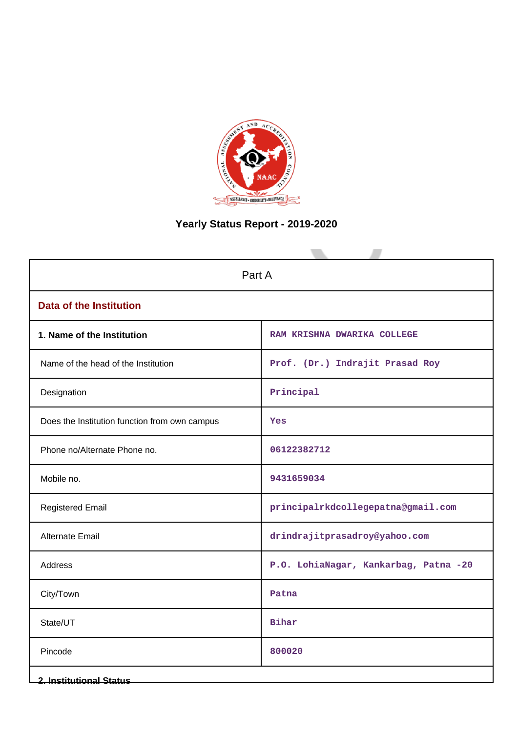# Yearly Status Report - 2019-2020

| Part A | |
|---|---|
| **Data of the Institution** | |
| **1. Name of the Institution** | RAM KRISHNA DWARIKA COLLEGE |
| Name of the head of the Institution | Prof. (Dr.) Indrajit Prasad Roy |
| Designation | Principal |
| Does the Institution function from own campus | Yes |
| Phone no/Alternate Phone no. | 06122382712 |
| Mobile no. | 9431659034 |
| Registered Email | principalrkdcollegepatna@gmail.com |
| Alternate Email | drindrajitprasadroy@yahoo.com |
| Address | P.O. LohiaNagar, Kankarbag, Patna -20 |
| City/Town | Patna |
| State/UT | Bihar |
| Pincode | 800020 |

**2. Institutional Status**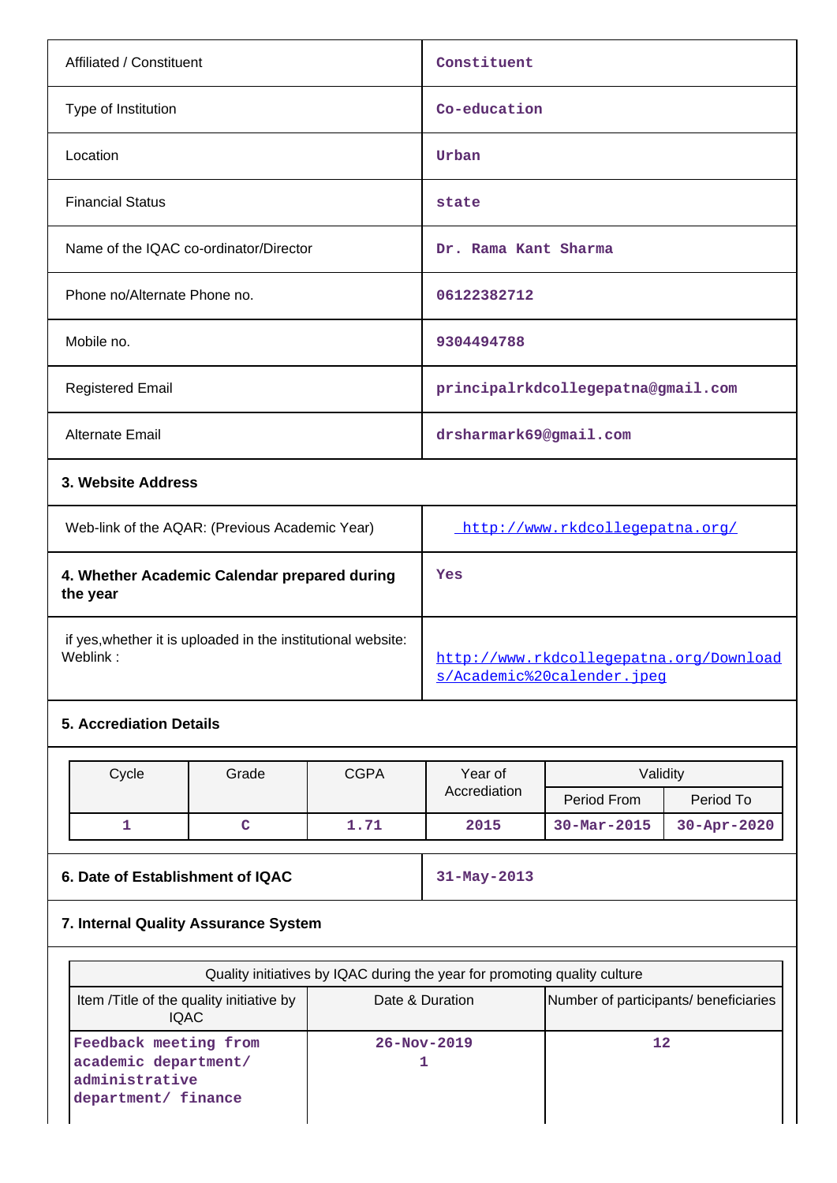| | |
|---|---|
| Affiliated / Constituent | Constituent |
| Type of Institution | Co-education |
| Location | Urban |
| Financial Status | state |
| Name of the IQAC co-ordinator/Director | Dr. Rama Kant Sharma |
| Phone no/Alternate Phone no. | 06122382712 |
| Mobile no. | 9304494788 |
| Registered Email | principalrkdcollegepatna@gmail.com |
| Alternate Email | drsharmark69@gmail.com |

**3. Website Address**

| | |
|---|---|
| Web-link of the AQAR: (Previous Academic Year) | http://www.rkdcollegepatna.org/ |
| **4. Whether Academic Calendar prepared during the year** | Yes |
| if yes,whether it is uploaded in the institutional website: Weblink : | http://www.rkdcollegepatna.org/Downloads/Academic%20calender.jpeg |

**5. Accrediation Details**

| Cycle | Grade | CGPA | Year of Accrediation | Validity | |
|---|---|---|---|---|---|
| | | | | Period From | Period To |
| 1 | C | 1.71 | 2015 | 30-Mar-2015 | 30-Apr-2020 |

| | |
|---|---|
| **6. Date of Establishment of IQAC** | 31-May-2013 |

**7. Internal Quality Assurance System**

| Quality initiatives by IQAC during the year for promoting quality culture | | |
|---|---|---|
| Item /Title of the quality initiative by IQAC | Date & Duration | Number of participants/ beneficiaries |
| Feedback meeting from academic department/ administrative department/ finance | 26-Nov-2019<br>1 | 12 |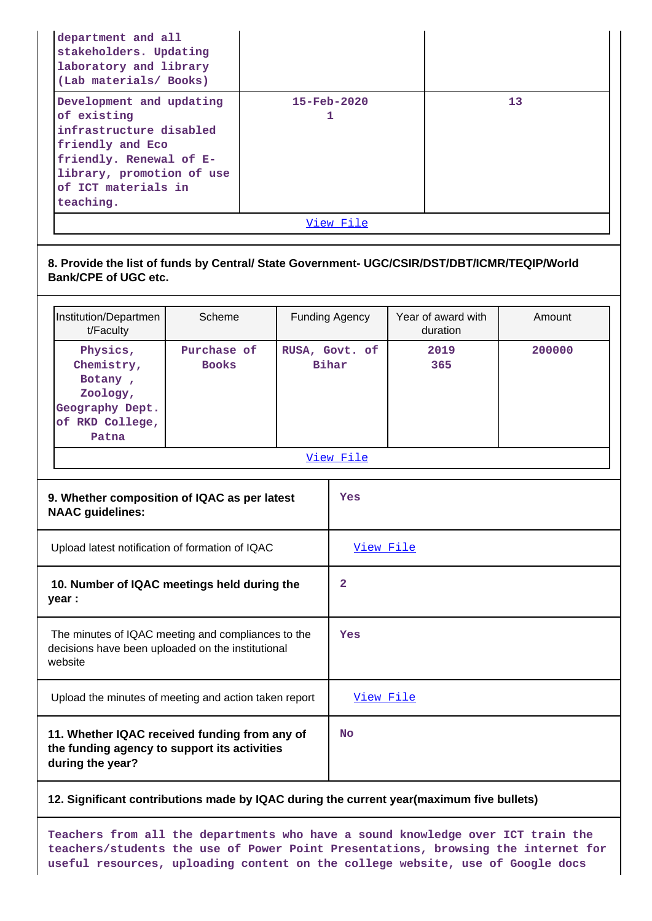| | | |
|---|---|---|
| department and all stakeholders. Updating laboratory and library (Lab materials/ Books) | | |
| Development and updating of existing infrastructure disabled friendly and Eco friendly. Renewal of E-library, promotion of use of ICT materials in teaching. | 15-Feb-2020<br>1 | 13 |

View File

**8. Provide the list of funds by Central/ State Government- UGC/CSIR/DST/DBT/ICMR/TEQIP/World Bank/CPE of UGC etc.**

| Institution/Department/Faculty | Scheme | Funding Agency | Year of award with duration | Amount |
|---|---|---|---|---|
| Physics, Chemistry, Botany , Zoology, Geography Dept. of RKD College, Patna | Purchase of Books | RUSA, Govt. of Bihar | 2019<br>365 | 200000 |

View File

| | |
|---|---|
| **9. Whether composition of IQAC as per latest NAAC guidelines:** | Yes |
| Upload latest notification of formation of IQAC | View File |
| **10. Number of IQAC meetings held during the year :** | 2 |
| The minutes of IQAC meeting and compliances to the decisions have been uploaded on the institutional website | Yes |
| Upload the minutes of meeting and action taken report | View File |
| **11. Whether IQAC received funding from any of the funding agency to support its activities during the year?** | No |

**12. Significant contributions made by IQAC during the current year(maximum five bullets)**

Teachers from all the departments who have a sound knowledge over ICT train the teachers/students the use of Power Point Presentations, browsing the internet for useful resources, uploading content on the college website, use of Google docs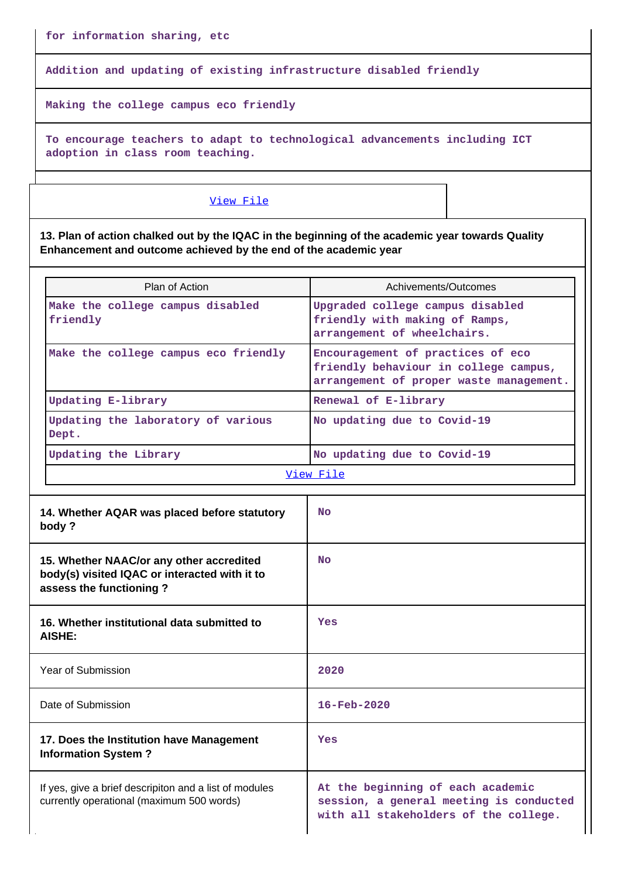| for information sharing, etc |
|---|
| Addition and updating of existing infrastructure disabled friendly |
| Making the college campus eco friendly |
| To encourage teachers to adapt to technological advancements including ICT adoption in class room teaching. |

View File

**13. Plan of action chalked out by the IQAC in the beginning of the academic year towards Quality Enhancement and outcome achieved by the end of the academic year**

| Plan of Action | Achivements/Outcomes |
|---|---|
| Make the college campus disabled friendly | Upgraded college campus disabled friendly with making of Ramps, arrangement of wheelchairs. |
| Make the college campus eco friendly | Encouragement of practices of eco friendly behaviour in college campus, arrangement of proper waste management. |
| Updating E-library | Renewal of E-library |
| Updating the laboratory of various Dept. | No updating due to Covid-19 |
| Updating the Library | No updating due to Covid-19 |

View File

| | |
|---|---|
| **14. Whether AQAR was placed before statutory body ?** | No |
| **15. Whether NAAC/or any other accredited body(s) visited IQAC or interacted with it to assess the functioning ?** | No |
| **16. Whether institutional data submitted to AISHE:** | Yes |
| Year of Submission | 2020 |
| Date of Submission | 16-Feb-2020 |
| **17. Does the Institution have Management Information System ?** | Yes |
| If yes, give a brief descripiton and a list of modules currently operational (maximum 500 words) | At the beginning of each academic session, a general meeting is conducted with all stakeholders of the college. |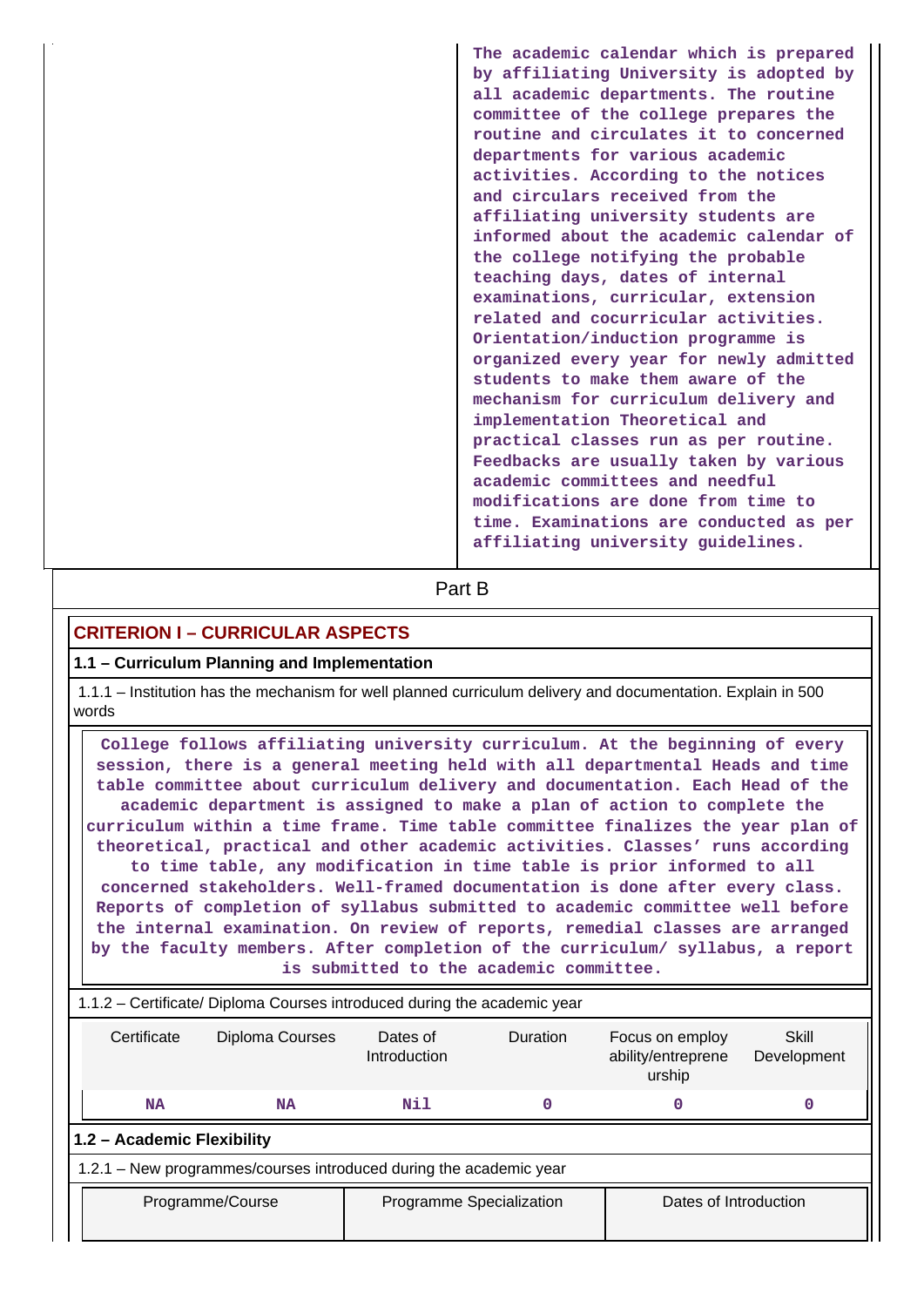The academic calendar which is prepared by affiliating University is adopted by all academic departments. The routine committee of the college prepares the routine and circulates it to concerned departments for various academic activities. According to the notices and circulars received from the affiliating university students are informed about the academic calendar of the college notifying the probable teaching days, dates of internal examinations, curricular, extension related and cocurricular activities. Orientation/induction programme is organized every year for newly admitted students to make them aware of the mechanism for curriculum delivery and implementation Theoretical and practical classes run as per routine. Feedbacks are usually taken by various academic committees and needful modifications are done from time to time. Examinations are conducted as per affiliating university guidelines.

# Part B

## CRITERION I – CURRICULAR ASPECTS

### 1.1 – Curriculum Planning and Implementation

1.1.1 – Institution has the mechanism for well planned curriculum delivery and documentation. Explain in 500 words

College follows affiliating university curriculum. At the beginning of every session, there is a general meeting held with all departmental Heads and time table committee about curriculum delivery and documentation. Each Head of the academic department is assigned to make a plan of action to complete the curriculum within a time frame. Time table committee finalizes the year plan of theoretical, practical and other academic activities. Classes' runs according to time table, any modification in time table is prior informed to all concerned stakeholders. Well-framed documentation is done after every class. Reports of completion of syllabus submitted to academic committee well before the internal examination. On review of reports, remedial classes are arranged by the faculty members. After completion of the curriculum/ syllabus, a report is submitted to the academic committee.

1.1.2 – Certificate/ Diploma Courses introduced during the academic year

| Certificate | Diploma Courses | Dates of Introduction | Duration | Focus on employ ability/entreprene urship | Skill Development |
|---|---|---|---|---|---|
| NA | NA | Nil | 0 | 0 | 0 |

### 1.2 – Academic Flexibility

1.2.1 – New programmes/courses introduced during the academic year

| Programme/Course | Programme Specialization | Dates of Introduction |
|---|---|---|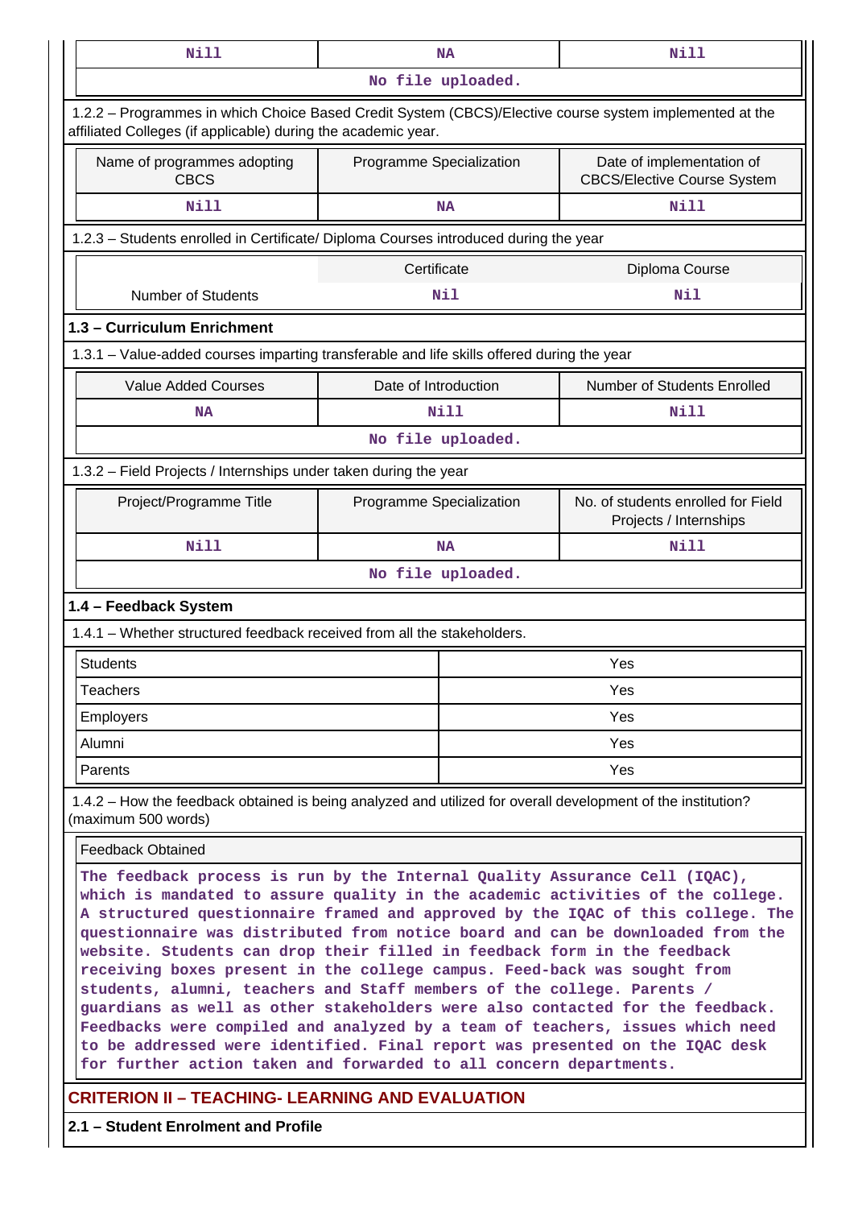| Nill | NA | Nill |
|---|---|---|
| No file uploaded. | | |

1.2.2 – Programmes in which Choice Based Credit System (CBCS)/Elective course system implemented at the affiliated Colleges (if applicable) during the academic year.

| Name of programmes adopting CBCS | Programme Specialization | Date of implementation of CBCS/Elective Course System |
|---|---|---|
| Nill | NA | Nill |

1.2.3 – Students enrolled in Certificate/ Diploma Courses introduced during the year

| | Certificate | Diploma Course |
|---|---|---|
| Number of Students | Nil | Nil |

**1.3 – Curriculum Enrichment**

1.3.1 – Value-added courses imparting transferable and life skills offered during the year

| Value Added Courses | Date of Introduction | Number of Students Enrolled |
|---|---|---|
| NA | Nill | Nill |
| No file uploaded. | | |

1.3.2 – Field Projects / Internships under taken during the year

| Project/Programme Title | Programme Specialization | No. of students enrolled for Field Projects / Internships |
|---|---|---|
| Nill | NA | Nill |
| No file uploaded. | | |

**1.4 – Feedback System**

1.4.1 – Whether structured feedback received from all the stakeholders.

| | |
|---|---|
| Students | Yes |
| Teachers | Yes |
| Employers | Yes |
| Alumni | Yes |
| Parents | Yes |

1.4.2 – How the feedback obtained is being analyzed and utilized for overall development of the institution? (maximum 500 words)

Feedback Obtained

The feedback process is run by the Internal Quality Assurance Cell (IQAC), which is mandated to assure quality in the academic activities of the college. A structured questionnaire framed and approved by the IQAC of this college. The questionnaire was distributed from notice board and can be downloaded from the website. Students can drop their filled in feedback form in the feedback receiving boxes present in the college campus. Feed-back was sought from students, alumni, teachers and Staff members of the college. Parents / guardians as well as other stakeholders were also contacted for the feedback. Feedbacks were compiled and analyzed by a team of teachers, issues which need to be addressed were identified. Final report was presented on the IQAC desk for further action taken and forwarded to all concern departments.

## CRITERION II – TEACHING- LEARNING AND EVALUATION

**2.1 – Student Enrolment and Profile**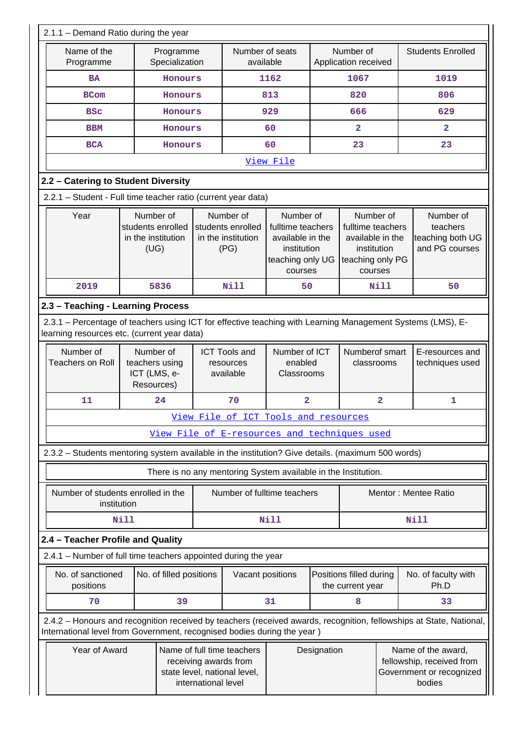2.1.1 – Demand Ratio during the year

| Name of the Programme | Programme Specialization | Number of seats available | Number of Application received | Students Enrolled |
|---|---|---|---|---|
| BA | Honours | 1162 | 1067 | 1019 |
| BCom | Honours | 813 | 820 | 806 |
| BSc | Honours | 929 | 666 | 629 |
| BBM | Honours | 60 | 2 | 2 |
| BCA | Honours | 60 | 23 | 23 |
| View File | | | | |

## 2.2 – Catering to Student Diversity

2.2.1 – Student - Full time teacher ratio (current year data)

| Year | Number of students enrolled in the institution (UG) | Number of students enrolled in the institution (PG) | Number of fulltime teachers available in the institution teaching only UG courses | Number of fulltime teachers available in the institution teaching only PG courses | Number of teachers teaching both UG and PG courses |
|---|---|---|---|---|---|
| 2019 | 5836 | Nill | 50 | Nill | 50 |

## 2.3 – Teaching - Learning Process

2.3.1 – Percentage of teachers using ICT for effective teaching with Learning Management Systems (LMS), E-learning resources etc. (current year data)

| Number of Teachers on Roll | Number of teachers using ICT (LMS, e-Resources) | ICT Tools and resources available | Number of ICT enabled Classrooms | Numberof smart classrooms | E-resources and techniques used |
|---|---|---|---|---|---|
| 11 | 24 | 70 | 2 | 2 | 1 |
| View File of ICT Tools and resources | | | | | |
| View File of E-resources and techniques used | | | | | |

2.3.2 – Students mentoring system available in the institution? Give details. (maximum 500 words)

There is no any mentoring System available in the Institution.

| Number of students enrolled in the institution | Number of fulltime teachers | Mentor : Mentee Ratio |
|---|---|---|
| Nill | Nill | Nill |

## 2.4 – Teacher Profile and Quality

2.4.1 – Number of full time teachers appointed during the year

| No. of sanctioned positions | No. of filled positions | Vacant positions | Positions filled during the current year | No. of faculty with Ph.D |
|---|---|---|---|---|
| 70 | 39 | 31 | 8 | 33 |

2.4.2 – Honours and recognition received by teachers (received awards, recognition, fellowships at State, National, International level from Government, recognised bodies during the year )

| Year of Award | Name of full time teachers receiving awards from state level, national level, international level | Designation | Name of the award, fellowship, received from Government or recognized bodies |
|---|---|---|---|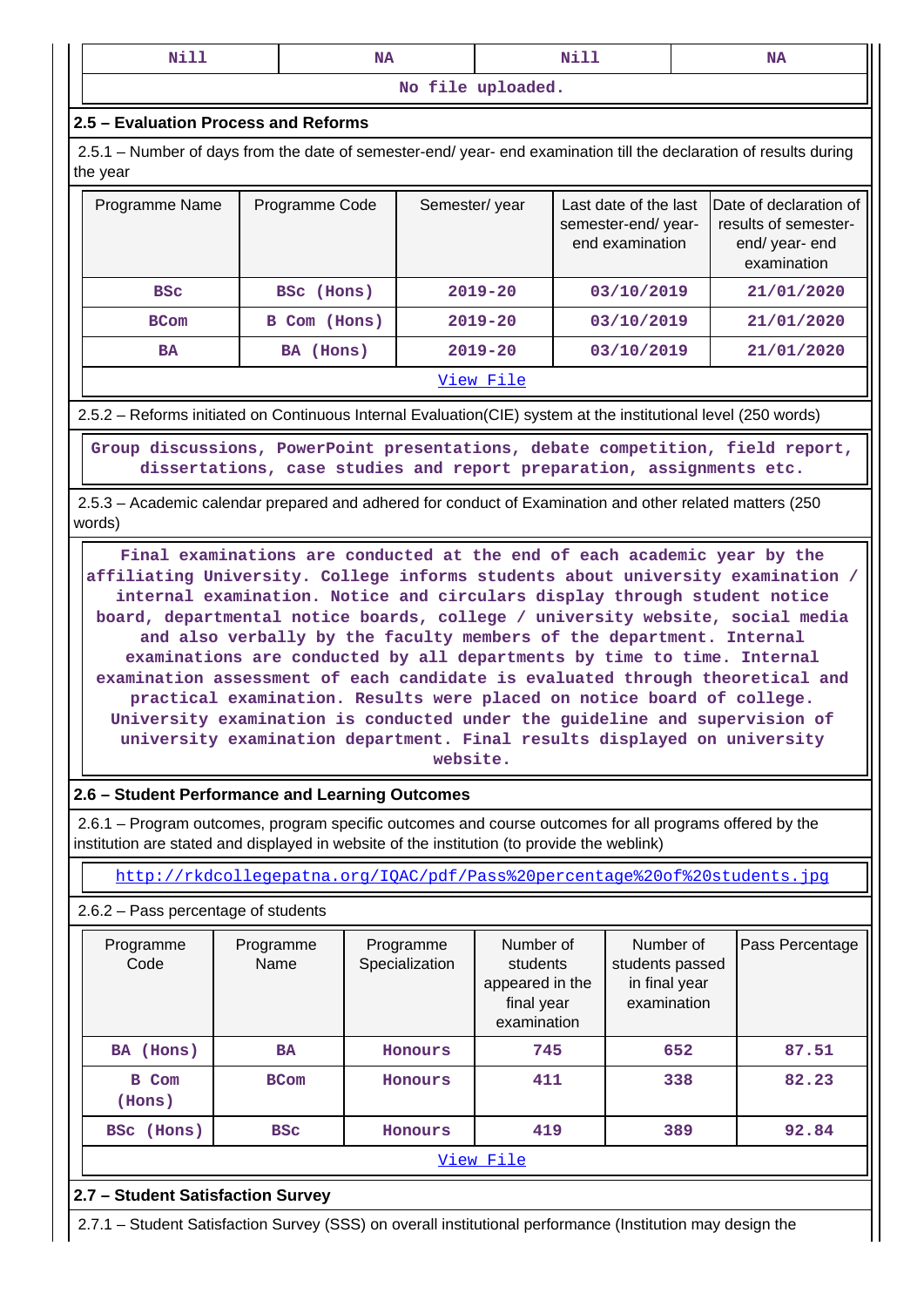| Nill | NA | Nill | NA |
|---|---|---|---|
| No file uploaded. | | | |

## 2.5 – Evaluation Process and Reforms

2.5.1 – Number of days from the date of semester-end/ year- end examination till the declaration of results during the year

| Programme Name | Programme Code | Semester/ year | Last date of the last semester-end/ year-end examination | Date of declaration of results of semester-end/ year- end examination |
|---|---|---|---|---|
| BSc | BSc (Hons) | 2019-20 | 03/10/2019 | 21/01/2020 |
| BCom | B Com (Hons) | 2019-20 | 03/10/2019 | 21/01/2020 |
| BA | BA (Hons) | 2019-20 | 03/10/2019 | 21/01/2020 |

View File

2.5.2 – Reforms initiated on Continuous Internal Evaluation(CIE) system at the institutional level (250 words)

Group discussions, PowerPoint presentations, debate competition, field report, dissertations, case studies and report preparation, assignments etc.

2.5.3 – Academic calendar prepared and adhered for conduct of Examination and other related matters (250 words)

Final examinations are conducted at the end of each academic year by the affiliating University. College informs students about university examination / internal examination. Notice and circulars display through student notice board, departmental notice boards, college / university website, social media and also verbally by the faculty members of the department. Internal examinations are conducted by all departments by time to time. Internal examination assessment of each candidate is evaluated through theoretical and practical examination. Results were placed on notice board of college. University examination is conducted under the guideline and supervision of university examination department. Final results displayed on university website.

## 2.6 – Student Performance and Learning Outcomes

2.6.1 – Program outcomes, program specific outcomes and course outcomes for all programs offered by the institution are stated and displayed in website of the institution (to provide the weblink)

http://rkdcollegepatna.org/IQAC/pdf/Pass%20percentage%20of%20students.jpg

2.6.2 – Pass percentage of students

| Programme Code | Programme Name | Programme Specialization | Number of students appeared in the final year examination | Number of students passed in final year examination | Pass Percentage |
|---|---|---|---|---|---|
| BA (Hons) | BA | Honours | 745 | 652 | 87.51 |
| B Com (Hons) | BCom | Honours | 411 | 338 | 82.23 |
| BSc (Hons) | BSc | Honours | 419 | 389 | 92.84 |

View File

## 2.7 – Student Satisfaction Survey

2.7.1 – Student Satisfaction Survey (SSS) on overall institutional performance (Institution may design the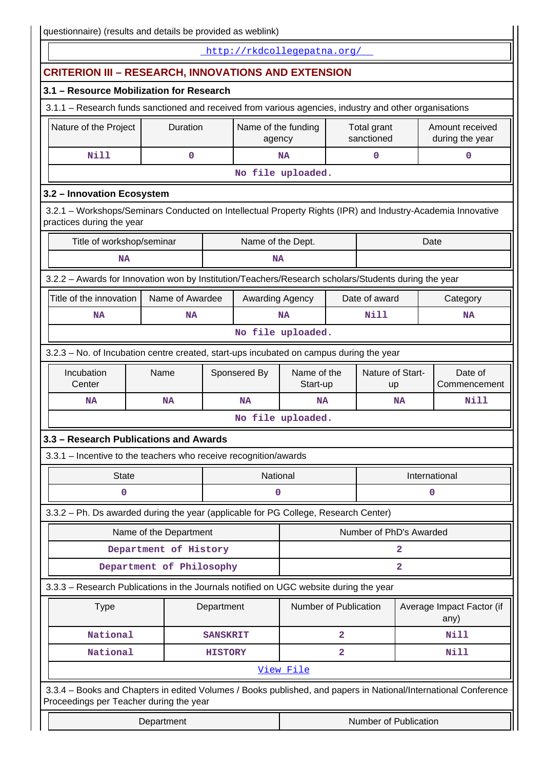questionnaire) (results and details be provided as weblink)

http://rkdcollegepatna.org/

## CRITERION III – RESEARCH, INNOVATIONS AND EXTENSION

### 3.1 – Resource Mobilization for Research

3.1.1 – Research funds sanctioned and received from various agencies, industry and other organisations

| Nature of the Project | Duration | Name of the funding agency | Total grant sanctioned | Amount received during the year |
|---|---|---|---|---|
| Nill | 0 | NA | 0 | 0 |
| No file uploaded. | | | | |

### 3.2 – Innovation Ecosystem

3.2.1 – Workshops/Seminars Conducted on Intellectual Property Rights (IPR) and Industry-Academia Innovative practices during the year

| Title of workshop/seminar | Name of the Dept. | Date |
|---|---|---|
| NA | NA | |

3.2.2 – Awards for Innovation won by Institution/Teachers/Research scholars/Students during the year

| Title of the innovation | Name of Awardee | Awarding Agency | Date of award | Category |
|---|---|---|---|---|
| NA | NA | NA | Nill | NA |
| No file uploaded. | | | | |

3.2.3 – No. of Incubation centre created, start-ups incubated on campus during the year

| Incubation Center | Name | Sponsered By | Name of the Start-up | Nature of Start-up | Date of Commencement |
|---|---|---|---|---|---|
| NA | NA | NA | NA | NA | Nill |
| No file uploaded. | | | | | |

### 3.3 – Research Publications and Awards

3.3.1 – Incentive to the teachers who receive recognition/awards

| State | National | International |
|---|---|---|
| 0 | 0 | 0 |

3.3.2 – Ph. Ds awarded during the year (applicable for PG College, Research Center)

| Name of the Department | Number of PhD's Awarded |
|---|---|
| Department of History | 2 |
| Department of Philosophy | 2 |

3.3.3 – Research Publications in the Journals notified on UGC website during the year

| Type | Department | Number of Publication | Average Impact Factor (if any) |
|---|---|---|---|
| National | SANSKRIT | 2 | Nill |
| National | HISTORY | 2 | Nill |
| View File | | | |

3.3.4 – Books and Chapters in edited Volumes / Books published, and papers in National/International Conference Proceedings per Teacher during the year

| Department | Number of Publication |
|---|---|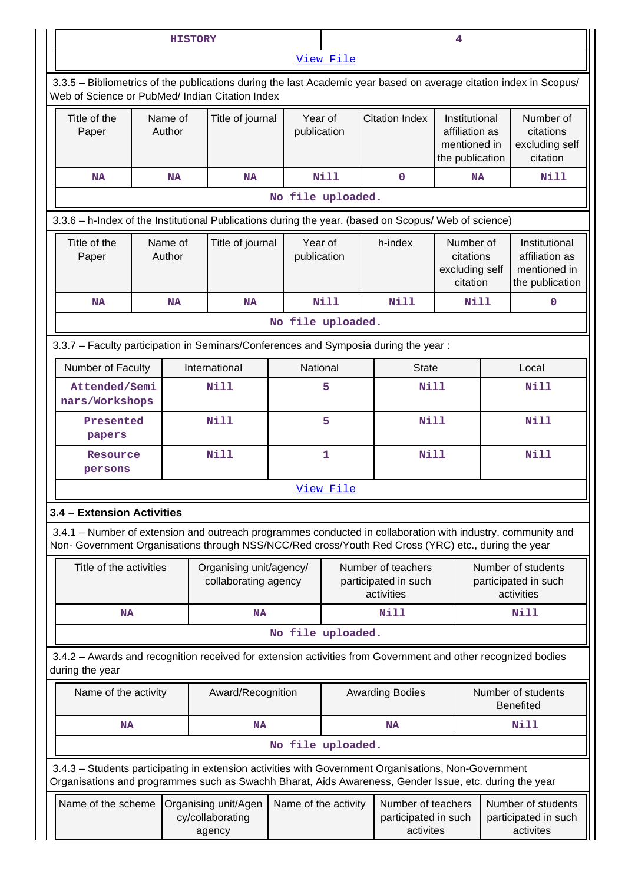| HISTORY | 4 |
|---|---|

View File

3.3.5 – Bibliometrics of the publications during the last Academic year based on average citation index in Scopus/ Web of Science or PubMed/ Indian Citation Index

| Title of the Paper | Name of Author | Title of journal | Year of publication | Citation Index | Institutional affiliation as mentioned in the publication | Number of citations excluding self citation |
|---|---|---|---|---|---|---|
| NA | NA | NA | Nill | 0 | NA | Nill |

No file uploaded.

3.3.6 – h-Index of the Institutional Publications during the year. (based on Scopus/ Web of science)

| Title of the Paper | Name of Author | Title of journal | Year of publication | h-index | Number of citations excluding self citation | Institutional affiliation as mentioned in the publication |
|---|---|---|---|---|---|---|
| NA | NA | NA | Nill | Nill | Nill | 0 |

No file uploaded.

3.3.7 – Faculty participation in Seminars/Conferences and Symposia during the year :

| Number of Faculty | International | National | State | Local |
|---|---|---|---|---|
| Attended/Seminars/Workshops | Nill | 5 | Nill | Nill |
| Presented papers | Nill | 5 | Nill | Nill |
| Resource persons | Nill | 1 | Nill | Nill |

View File

### 3.4 – Extension Activities

3.4.1 – Number of extension and outreach programmes conducted in collaboration with industry, community and Non- Government Organisations through NSS/NCC/Red cross/Youth Red Cross (YRC) etc., during the year

| Title of the activities | Organising unit/agency/ collaborating agency | Number of teachers participated in such activities | Number of students participated in such activities |
|---|---|---|---|
| NA | NA | Nill | Nill |

No file uploaded.

3.4.2 – Awards and recognition received for extension activities from Government and other recognized bodies during the year

| Name of the activity | Award/Recognition | Awarding Bodies | Number of students Benefited |
|---|---|---|---|
| NA | NA | NA | Nill |

No file uploaded.

3.4.3 – Students participating in extension activities with Government Organisations, Non-Government Organisations and programmes such as Swachh Bharat, Aids Awareness, Gender Issue, etc. during the year

| Name of the scheme | Organising unit/Agency/collaborating agency | Name of the activity | Number of teachers participated in such activites | Number of students participated in such activites |
|---|---|---|---|---|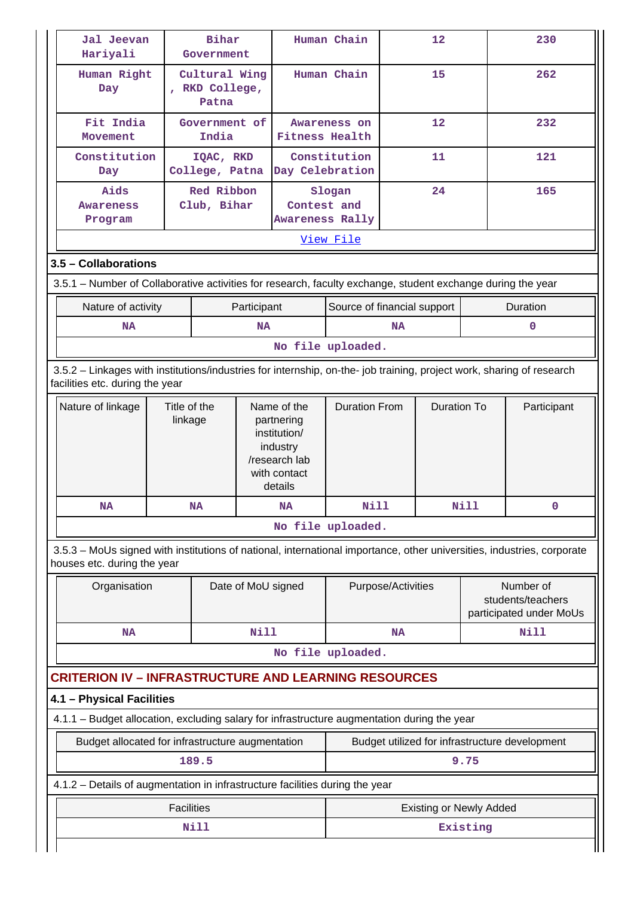| Jal Jeevan Hariyali | Bihar Government | Human Chain | 12 | 230 |
|---|---|---|---|---|
| Human Right Day | Cultural Wing , RKD College, Patna | Human Chain | 15 | 262 |
| Fit India Movement | Government of India | Awareness on Fitness Health | 12 | 232 |
| Constitution Day | IQAC, RKD College, Patna | Constitution Day Celebration | 11 | 121 |
| Aids Awareness Program | Red Ribbon Club, Bihar | Slogan Contest and Awareness Rally | 24 | 165 |

View File

## 3.5 – Collaborations

3.5.1 – Number of Collaborative activities for research, faculty exchange, student exchange during the year

| Nature of activity | Participant | Source of financial support | Duration |
|---|---|---|---|
| NA | NA | NA | 0 |

No file uploaded.

3.5.2 – Linkages with institutions/industries for internship, on-the- job training, project work, sharing of research facilities etc. during the year

| Nature of linkage | Title of the linkage | Name of the partnering institution/ industry /research lab with contact details | Duration From | Duration To | Participant |
|---|---|---|---|---|---|
| NA | NA | NA | Nill | Nill | 0 |

No file uploaded.

3.5.3 – MoUs signed with institutions of national, international importance, other universities, industries, corporate houses etc. during the year

| Organisation | Date of MoU signed | Purpose/Activities | Number of students/teachers participated under MoUs |
|---|---|---|---|
| NA | Nill | NA | Nill |

No file uploaded.

# CRITERION IV – INFRASTRUCTURE AND LEARNING RESOURCES

## 4.1 – Physical Facilities

4.1.1 – Budget allocation, excluding salary for infrastructure augmentation during the year

| Budget allocated for infrastructure augmentation | Budget utilized for infrastructure development |
|---|---|
| 189.5 | 9.75 |

4.1.2 – Details of augmentation in infrastructure facilities during the year

| Facilities | Existing or Newly Added |
|---|---|
| Nill | Existing |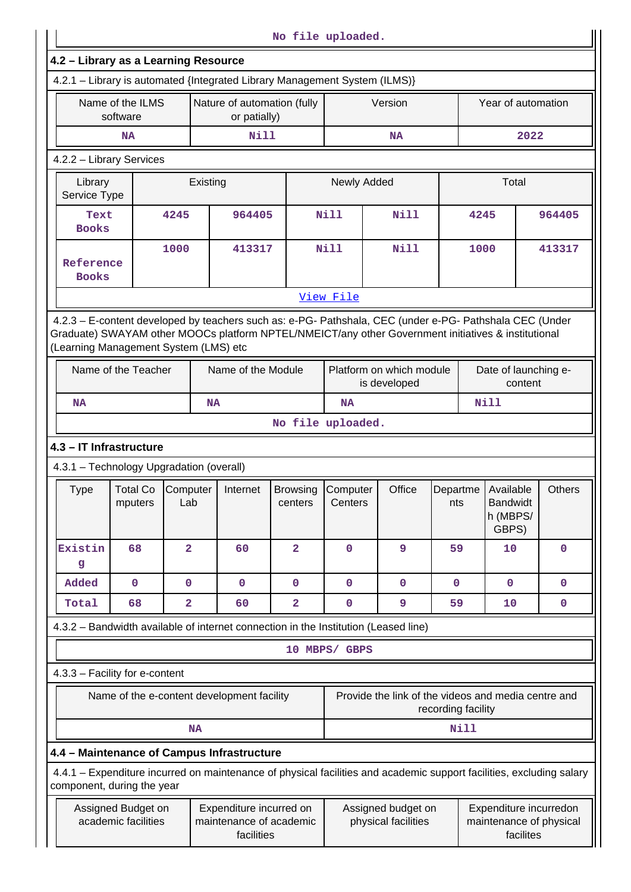No file uploaded.

**4.2 – Library as a Learning Resource**

4.2.1 – Library is automated {Integrated Library Management System (ILMS)}

| Name of the ILMS software | Nature of automation (fully or patially) | Version | Year of automation |
|---|---|---|---|
| NA | Nill | NA | 2022 |

4.2.2 – Library Services

| Library Service Type | Existing | | Newly Added | | Total | |
|---|---|---|---|---|---|---|
| Text Books | 4245 | 964405 | Nill | Nill | 4245 | 964405 |
| Reference Books | 1000 | 413317 | Nill | Nill | 1000 | 413317 |

View File

4.2.3 – E-content developed by teachers such as: e-PG- Pathshala, CEC (under e-PG- Pathshala CEC (Under Graduate) SWAYAM other MOOCs platform NPTEL/NMEICT/any other Government initiatives & institutional (Learning Management System (LMS) etc

| Name of the Teacher | Name of the Module | Platform on which module is developed | Date of launching e-content |
|---|---|---|---|
| NA | NA | NA | Nill |

No file uploaded.

**4.3 – IT Infrastructure**

4.3.1 – Technology Upgradation (overall)

| Type | Total Computers | Computer Lab | Internet | Browsing centers | Computer Centers | Office | Departments | Available Bandwidth (MBPS/ GBPS) | Others |
|---|---|---|---|---|---|---|---|---|---|
| Existing | 68 | 2 | 60 | 2 | 0 | 9 | 59 | 10 | 0 |
| Added | 0 | 0 | 0 | 0 | 0 | 0 | 0 | 0 | 0 |
| Total | 68 | 2 | 60 | 2 | 0 | 9 | 59 | 10 | 0 |

4.3.2 – Bandwidth available of internet connection in the Institution (Leased line)

10 MBPS/ GBPS

4.3.3 – Facility for e-content

| Name of the e-content development facility | Provide the link of the videos and media centre and recording facility |
|---|---|
| NA | Nill |

**4.4 – Maintenance of Campus Infrastructure**

4.4.1 – Expenditure incurred on maintenance of physical facilities and academic support facilities, excluding salary component, during the year

| Assigned Budget on academic facilities | Expenditure incurred on maintenance of academic facilities | Assigned budget on physical facilities | Expenditure incurredon maintenance of physical facilites |
|---|---|---|---|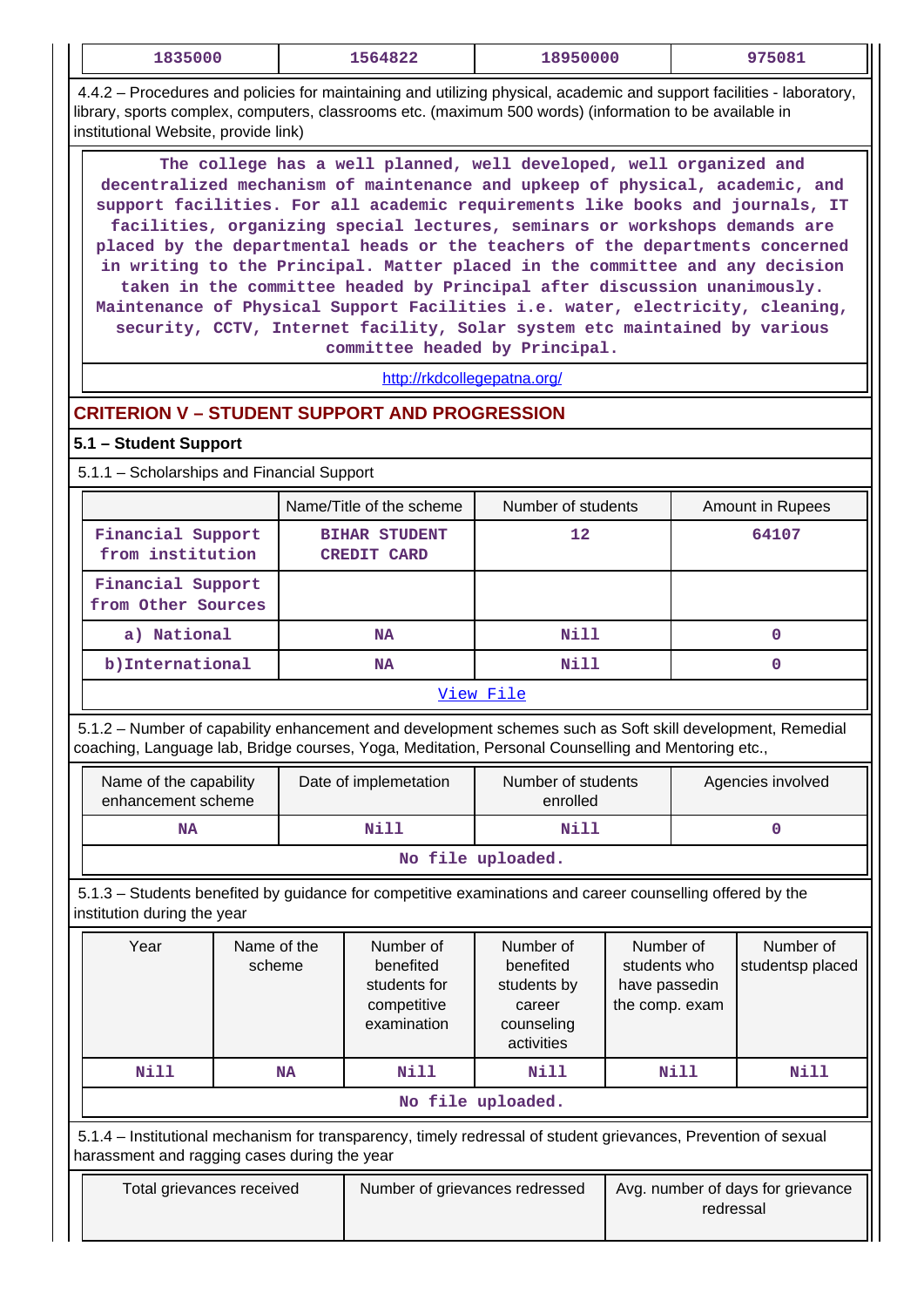| 1835000 | 1564822 | 18950000 | 975081 |
|---|---|---|---|

4.4.2 – Procedures and policies for maintaining and utilizing physical, academic and support facilities - laboratory, library, sports complex, computers, classrooms etc. (maximum 500 words) (information to be available in institutional Website, provide link)

The college has a well planned, well developed, well organized and decentralized mechanism of maintenance and upkeep of physical, academic, and support facilities. For all academic requirements like books and journals, IT facilities, organizing special lectures, seminars or workshops demands are placed by the departmental heads or the teachers of the departments concerned in writing to the Principal. Matter placed in the committee and any decision taken in the committee headed by Principal after discussion unanimously. Maintenance of Physical Support Facilities i.e. water, electricity, cleaning, security, CCTV, Internet facility, Solar system etc maintained by various committee headed by Principal.

http://rkdcollegepatna.org/

## CRITERION V – STUDENT SUPPORT AND PROGRESSION

### 5.1 – Student Support

5.1.1 – Scholarships and Financial Support

| | Name/Title of the scheme | Number of students | Amount in Rupees |
|---|---|---|---|
| Financial Support from institution | BIHAR STUDENT CREDIT CARD | 12 | 64107 |
| Financial Support from Other Sources | | | |
| a) National | NA | Nill | 0 |
| b)International | NA | Nill | 0 |

View File

5.1.2 – Number of capability enhancement and development schemes such as Soft skill development, Remedial coaching, Language lab, Bridge courses, Yoga, Meditation, Personal Counselling and Mentoring etc.,

| Name of the capability enhancement scheme | Date of implemetation | Number of students enrolled | Agencies involved |
|---|---|---|---|
| NA | Nill | Nill | 0 |

No file uploaded.

5.1.3 – Students benefited by guidance for competitive examinations and career counselling offered by the institution during the year

| Year | Name of the scheme | Number of benefited students for competitive examination | Number of benefited students by career counseling activities | Number of students who have passedin the comp. exam | Number of studentsp placed |
|---|---|---|---|---|---|
| Nill | NA | Nill | Nill | Nill | Nill |

No file uploaded.

5.1.4 – Institutional mechanism for transparency, timely redressal of student grievances, Prevention of sexual harassment and ragging cases during the year

| Total grievances received | Number of grievances redressed | Avg. number of days for grievance redressal |
|---|---|---|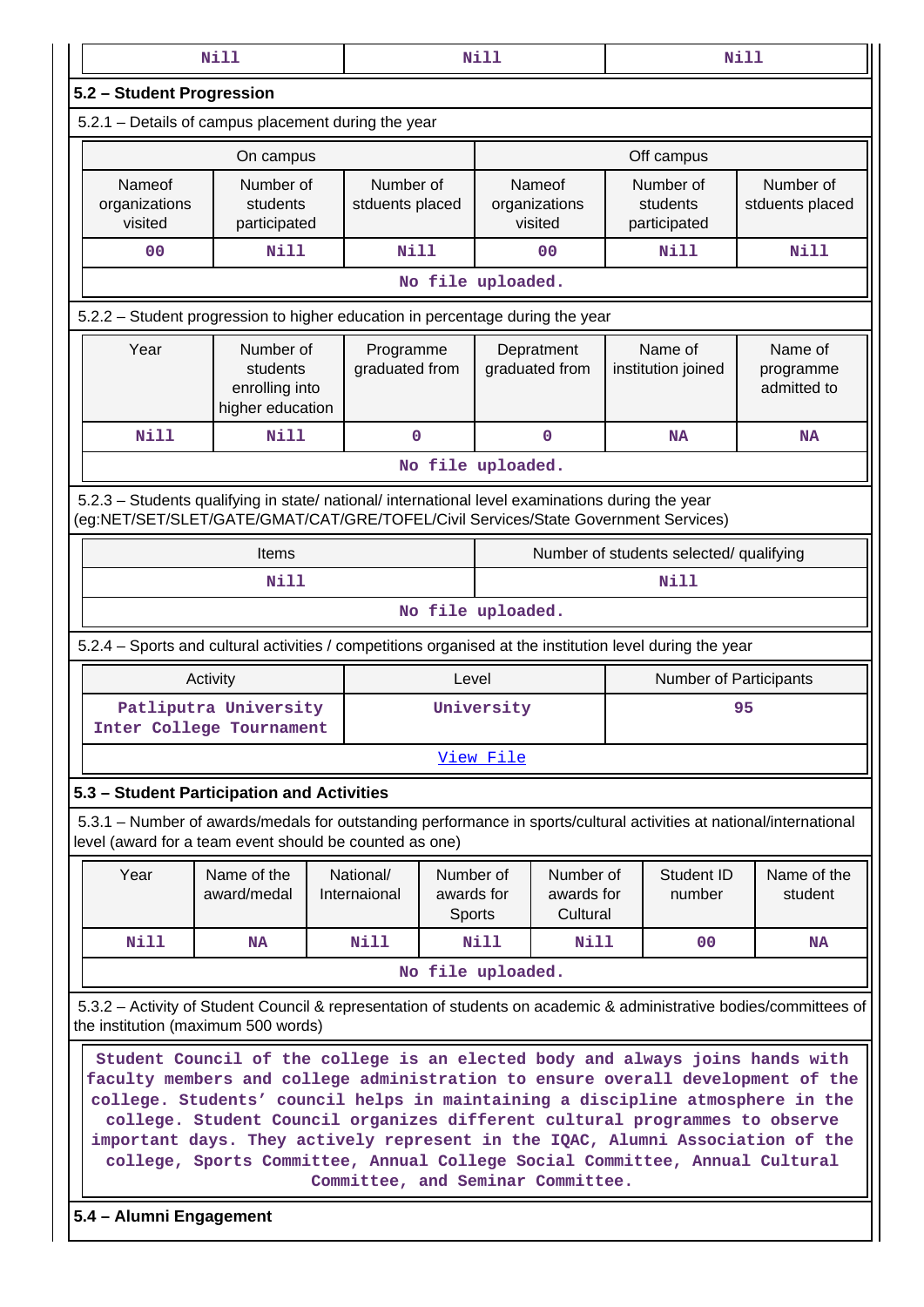| Nill | Nill | Nill |
|---|---|---|

## 5.2 – Student Progression

5.2.1 – Details of campus placement during the year

| On campus | | | Off campus | | |
|---|---|---|---|---|---|
| Nameof organizations visited | Number of students participated | Number of stduents placed | Nameof organizations visited | Number of students participated | Number of stduents placed |
| 00 | Nill | Nill | 00 | Nill | Nill |

No file uploaded.

5.2.2 – Student progression to higher education in percentage during the year

| Year | Number of students enrolling into higher education | Programme graduated from | Depratment graduated from | Name of institution joined | Name of programme admitted to |
|---|---|---|---|---|---|
| Nill | Nill | 0 | 0 | NA | NA |

No file uploaded.

5.2.3 – Students qualifying in state/ national/ international level examinations during the year (eg:NET/SET/SLET/GATE/GMAT/CAT/GRE/TOFEL/Civil Services/State Government Services)

| Items | Number of students selected/ qualifying |
|---|---|
| Nill | Nill |

No file uploaded.

5.2.4 – Sports and cultural activities / competitions organised at the institution level during the year

| Activity | Level | Number of Participants |
|---|---|---|
| Patliputra University Inter College Tournament | University | 95 |

View File

## 5.3 – Student Participation and Activities

5.3.1 – Number of awards/medals for outstanding performance in sports/cultural activities at national/international level (award for a team event should be counted as one)

| Year | Name of the award/medal | National/ Internaional | Number of awards for Sports | Number of awards for Cultural | Student ID number | Name of the student |
|---|---|---|---|---|---|---|
| Nill | NA | Nill | Nill | Nill | 00 | NA |

No file uploaded.

5.3.2 – Activity of Student Council & representation of students on academic & administrative bodies/committees of the institution (maximum 500 words)

Student Council of the college is an elected body and always joins hands with faculty members and college administration to ensure overall development of the college. Students' council helps in maintaining a discipline atmosphere in the college. Student Council organizes different cultural programmes to observe important days. They actively represent in the IQAC, Alumni Association of the college, Sports Committee, Annual College Social Committee, Annual Cultural Committee, and Seminar Committee.

## 5.4 – Alumni Engagement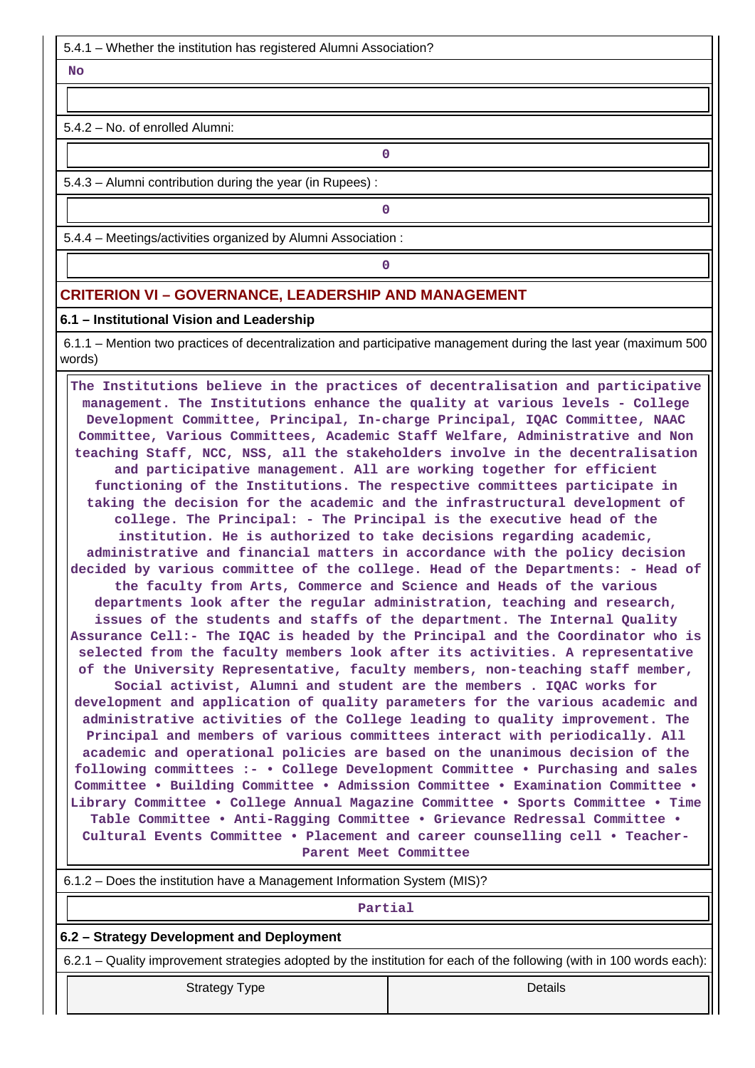5.4.1 – Whether the institution has registered Alumni Association?

No

5.4.2 – No. of enrolled Alumni:

0

5.4.3 – Alumni contribution during the year (in Rupees) :

0

5.4.4 – Meetings/activities organized by Alumni Association :

0

## CRITERION VI – GOVERNANCE, LEADERSHIP AND MANAGEMENT

### 6.1 – Institutional Vision and Leadership

6.1.1 – Mention two practices of decentralization and participative management during the last year (maximum 500 words)

The Institutions believe in the practices of decentralisation and participative management. The Institutions enhance the quality at various levels - College Development Committee, Principal, In-charge Principal, IQAC Committee, NAAC Committee, Various Committees, Academic Staff Welfare, Administrative and Non teaching Staff, NCC, NSS, all the stakeholders involve in the decentralisation and participative management. All are working together for efficient functioning of the Institutions. The respective committees participate in taking the decision for the academic and the infrastructural development of college. The Principal: - The Principal is the executive head of the institution. He is authorized to take decisions regarding academic, administrative and financial matters in accordance with the policy decision decided by various committee of the college. Head of the Departments: - Head of the faculty from Arts, Commerce and Science and Heads of the various departments look after the regular administration, teaching and research, issues of the students and staffs of the department. The Internal Quality Assurance Cell:- The IQAC is headed by the Principal and the Coordinator who is selected from the faculty members look after its activities. A representative of the University Representative, faculty members, non-teaching staff member, Social activist, Alumni and student are the members . IQAC works for development and application of quality parameters for the various academic and administrative activities of the College leading to quality improvement. The Principal and members of various committees interact with periodically. All academic and operational policies are based on the unanimous decision of the following committees :- • College Development Committee • Purchasing and sales Committee • Building Committee • Admission Committee • Examination Committee • Library Committee • College Annual Magazine Committee • Sports Committee • Time Table Committee • Anti-Ragging Committee • Grievance Redressal Committee • Cultural Events Committee • Placement and career counselling cell • Teacher-Parent Meet Committee

6.1.2 – Does the institution have a Management Information System (MIS)?

Partial

### 6.2 – Strategy Development and Deployment

6.2.1 – Quality improvement strategies adopted by the institution for each of the following (with in 100 words each):

| Strategy Type | Details |
|---|---|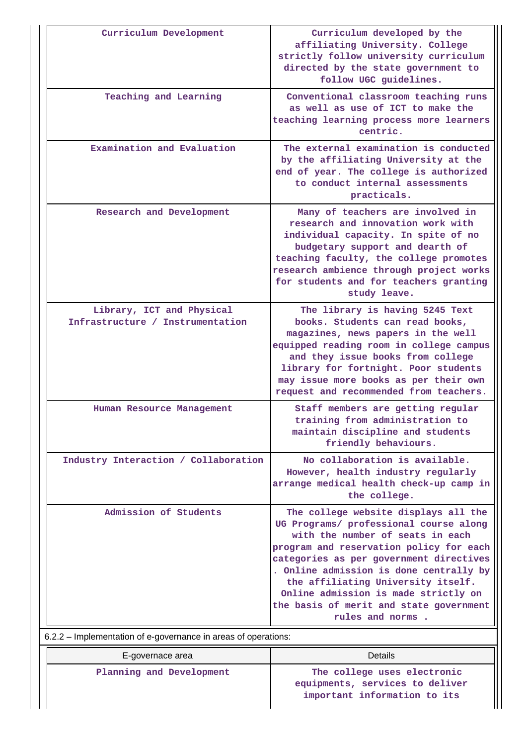| | |
|---|---|
| Curriculum Development | Curriculum developed by the affiliating University. College strictly follow university curriculum directed by the state government to follow UGC guidelines. |
| Teaching and Learning | Conventional classroom teaching runs as well as use of ICT to make the teaching learning process more learners centric. |
| Examination and Evaluation | The external examination is conducted by the affiliating University at the end of year. The college is authorized to conduct internal assessments practicals. |
| Research and Development | Many of teachers are involved in research and innovation work with individual capacity. In spite of no budgetary support and dearth of teaching faculty, the college promotes research ambience through project works for students and for teachers granting study leave. |
| Library, ICT and Physical Infrastructure / Instrumentation | The library is having 5245 Text books. Students can read books, magazines, news papers in the well equipped reading room in college campus and they issue books from college library for fortnight. Poor students may issue more books as per their own request and recommended from teachers. |
| Human Resource Management | Staff members are getting regular training from administration to maintain discipline and students friendly behaviours. |
| Industry Interaction / Collaboration | No collaboration is available. However, health industry regularly arrange medical health check-up camp in the college. |
| Admission of Students | The college website displays all the UG Programs/ professional course along with the number of seats in each program and reservation policy for each categories as per government directives . Online admission is done centrally by the affiliating University itself. Online admission is made strictly on the basis of merit and state government rules and norms . |

6.2.2 – Implementation of e-governance in areas of operations:

| E-governace area | Details |
|---|---|
| Planning and Development | The college uses electronic equipments, services to deliver important information to its |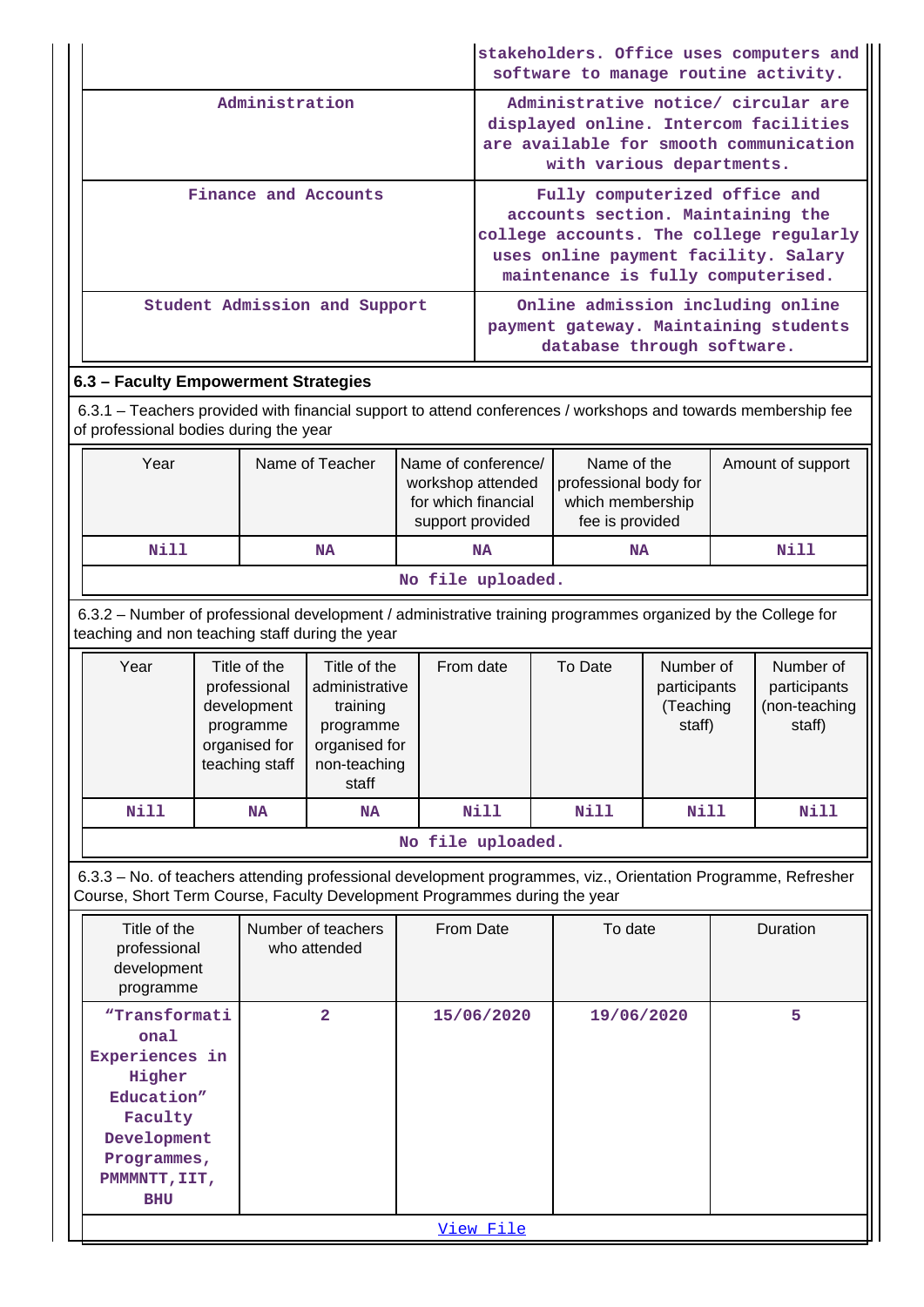| | |
|---|---|
| | stakeholders. Office uses computers and software to manage routine activity. |
| Administration | Administrative notice/ circular are displayed online. Intercom facilities are available for smooth communication with various departments. |
| Finance and Accounts | Fully computerized office and accounts section. Maintaining the college accounts. The college regularly uses online payment facility. Salary maintenance is fully computerised. |
| Student Admission and Support | Online admission including online payment gateway. Maintaining students database through software. |

## 6.3 – Faculty Empowerment Strategies

6.3.1 – Teachers provided with financial support to attend conferences / workshops and towards membership fee of professional bodies during the year

| Year | Name of Teacher | Name of conference/ workshop attended for which financial support provided | Name of the professional body for which membership fee is provided | Amount of support |
|---|---|---|---|---|
| Nill | NA | NA | NA | Nill |
| No file uploaded. | | | | |

6.3.2 – Number of professional development / administrative training programmes organized by the College for teaching and non teaching staff during the year

| Year | Title of the professional development programme organised for teaching staff | Title of the administrative training programme organised for non-teaching staff | From date | To Date | Number of participants (Teaching staff) | Number of participants (non-teaching staff) |
|---|---|---|---|---|---|---|
| Nill | NA | NA | Nill | Nill | Nill | Nill |
| No file uploaded. | | | | | | |

6.3.3 – No. of teachers attending professional development programmes, viz., Orientation Programme, Refresher Course, Short Term Course, Faculty Development Programmes during the year

| Title of the professional development programme | Number of teachers who attended | From Date | To date | Duration |
|---|---|---|---|---|
| "Transformational Experiences in Higher Education" Faculty Development Programmes, PMMMNTT, IIT, BHU | 2 | 15/06/2020 | 19/06/2020 | 5 |
| View File | | | | |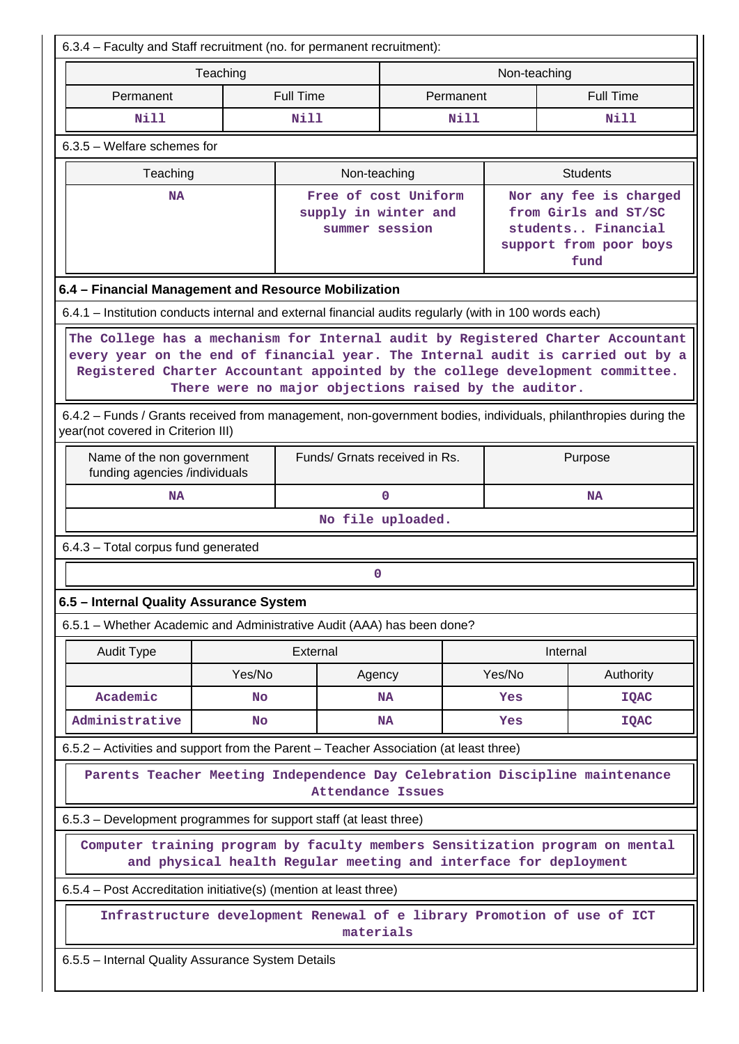6.3.4 – Faculty and Staff recruitment (no. for permanent recruitment):

| Teaching | | Non-teaching | |
|---|---|---|---|
| Permanent | Full Time | Permanent | Full Time |
| Nill | Nill | Nill | Nill |

6.3.5 – Welfare schemes for

| Teaching | Non-teaching | Students |
|---|---|---|
| NA | Free of cost Uniform supply in winter and summer session | Nor any fee is charged from Girls and ST/SC students.. Financial support from poor boys fund |

### 6.4 – Financial Management and Resource Mobilization

6.4.1 – Institution conducts internal and external financial audits regularly (with in 100 words each)

The College has a mechanism for Internal audit by Registered Charter Accountant every year on the end of financial year. The Internal audit is carried out by a Registered Charter Accountant appointed by the college development committee. There were no major objections raised by the auditor.

6.4.2 – Funds / Grants received from management, non-government bodies, individuals, philanthropies during the year(not covered in Criterion III)

| Name of the non government funding agencies /individuals | Funds/ Grnats received in Rs. | Purpose |
|---|---|---|
| NA | 0 | NA |

No file uploaded.

6.4.3 – Total corpus fund generated

0

### 6.5 – Internal Quality Assurance System

6.5.1 – Whether Academic and Administrative Audit (AAA) has been done?

| Audit Type | External | | Internal | |
|---|---|---|---|---|
| | Yes/No | Agency | Yes/No | Authority |
| Academic | No | NA | Yes | IQAC |
| Administrative | No | NA | Yes | IQAC |

6.5.2 – Activities and support from the Parent – Teacher Association (at least three)

Parents Teacher Meeting Independence Day Celebration Discipline maintenance Attendance Issues

6.5.3 – Development programmes for support staff (at least three)

Computer training program by faculty members Sensitization program on mental and physical health Regular meeting and interface for deployment

6.5.4 – Post Accreditation initiative(s) (mention at least three)

Infrastructure development Renewal of e library Promotion of use of ICT materials

6.5.5 – Internal Quality Assurance System Details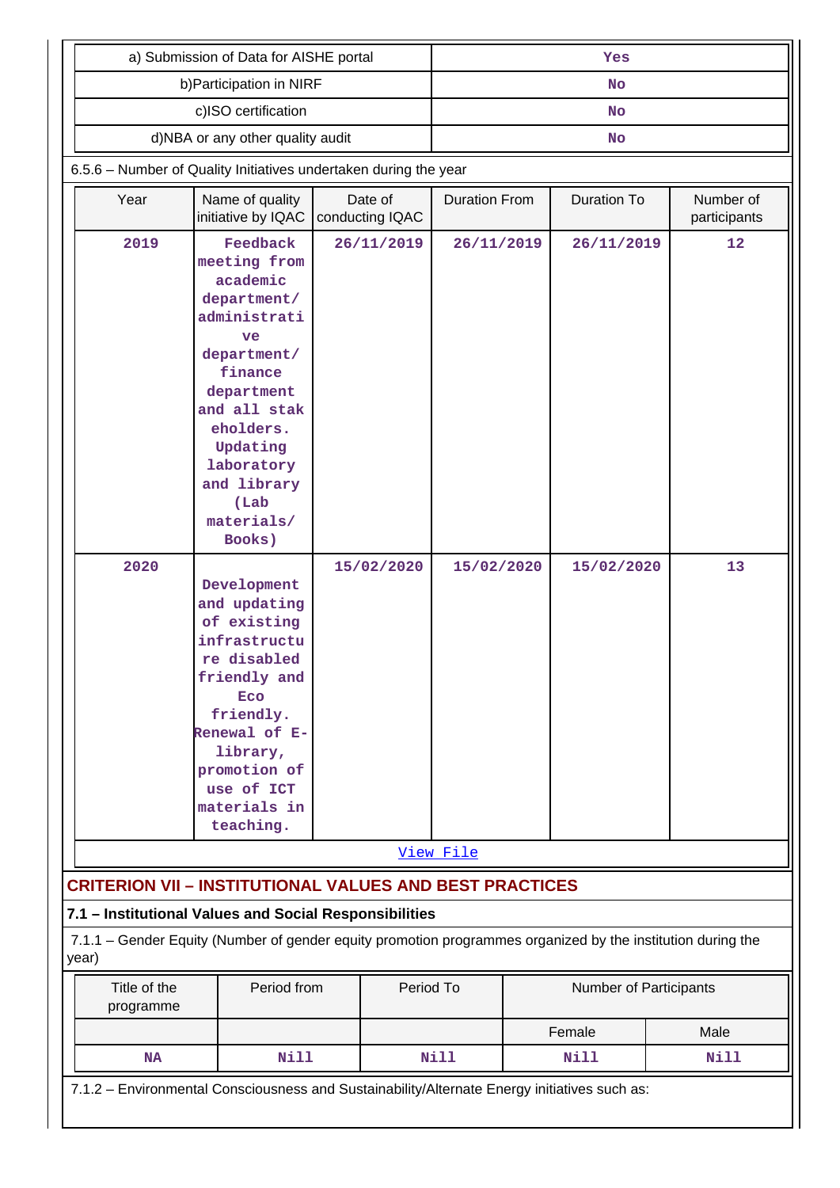| a) Submission of Data for AISHE portal | Yes |
| --- | --- |
| b)Participation in NIRF | No |
| c)ISO certification | No |
| d)NBA or any other quality audit | No |

6.5.6 – Number of Quality Initiatives undertaken during the year

| Year | Name of quality initiative by IQAC | Date of conducting IQAC | Duration From | Duration To | Number of participants |
| --- | --- | --- | --- | --- | --- |
| 2019 | Feedback meeting from academic department/ administrative department/ finance department and all stakeholders. Updating laboratory and library (Lab materials/ Books) | 26/11/2019 | 26/11/2019 | 26/11/2019 | 12 |
| 2020 | Development and updating of existing infrastructure disabled friendly and Eco friendly. Renewal of E-library, promotion of use of ICT materials in teaching. | 15/02/2020 | 15/02/2020 | 15/02/2020 | 13 |

[View File]

## CRITERION VII – INSTITUTIONAL VALUES AND BEST PRACTICES

### 7.1 – Institutional Values and Social Responsibilities

7.1.1 – Gender Equity (Number of gender equity promotion programmes organized by the institution during the year)

| Title of the programme | Period from | Period To | Number of Participants | |
| --- | --- | --- | --- | --- |
| | | | Female | Male |
| NA | Nill | Nill | Nill | Nill |

7.1.2 – Environmental Consciousness and Sustainability/Alternate Energy initiatives such as: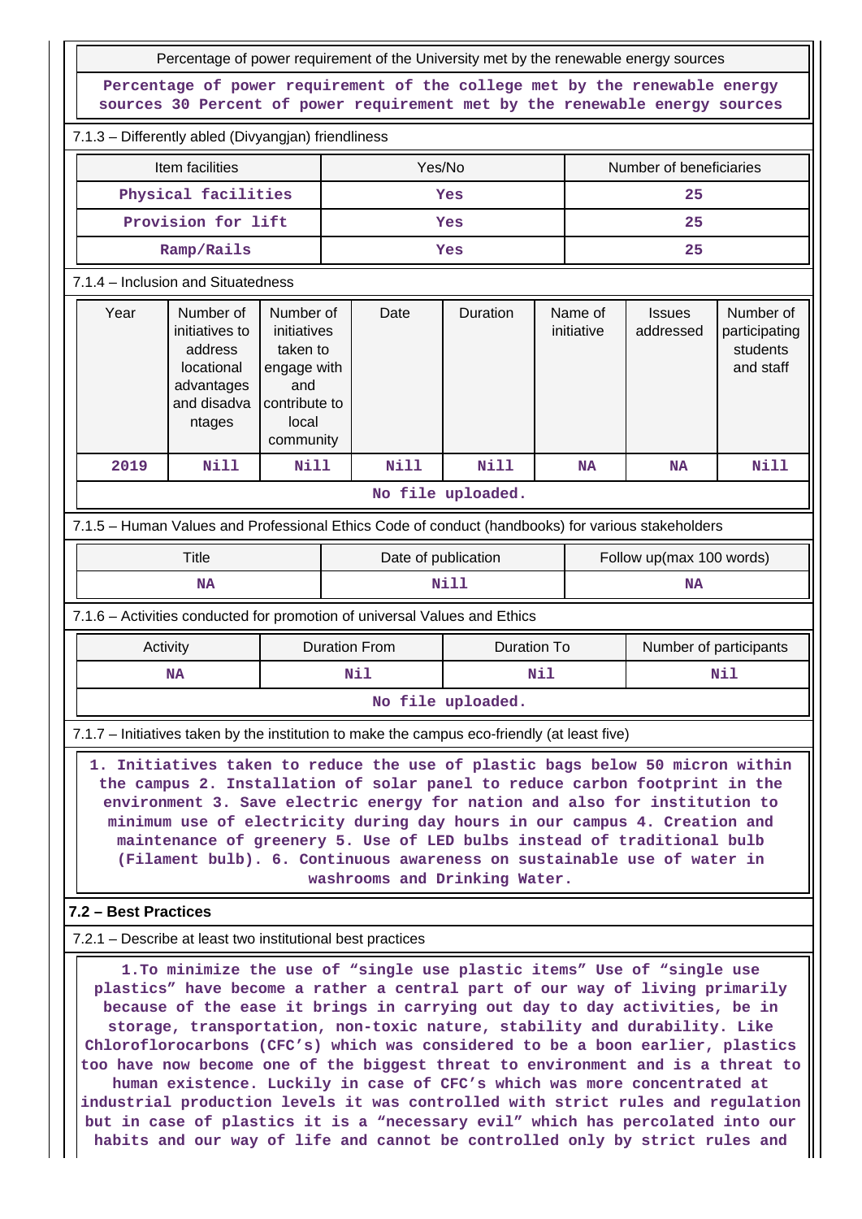| Percentage of power requirement of the University met by the renewable energy sources |
|---|
| Percentage of power requirement of the college met by the renewable energy sources 30 Percent of power requirement met by the renewable energy sources |

7.1.3 – Differently abled (Divyangjan) friendliness

| Item facilities | Yes/No | Number of beneficiaries |
|---|---|---|
| Physical facilities | Yes | 25 |
| Provision for lift | Yes | 25 |
| Ramp/Rails | Yes | 25 |

7.1.4 – Inclusion and Situatedness

| Year | Number of initiatives to address locational advantages and disadvantages | Number of initiatives taken to engage with and contribute to local community | Date | Duration | Name of initiative | Issues addressed | Number of participating students and staff |
|---|---|---|---|---|---|---|---|
| 2019 | Nill | Nill | Nill | Nill | NA | NA | Nill |

No file uploaded.

7.1.5 – Human Values and Professional Ethics Code of conduct (handbooks) for various stakeholders

| Title | Date of publication | Follow up(max 100 words) |
|---|---|---|
| NA | Nill | NA |

7.1.6 – Activities conducted for promotion of universal Values and Ethics

| Activity | Duration From | Duration To | Number of participants |
|---|---|---|---|
| NA | Nil | Nil | Nil |

No file uploaded.

7.1.7 – Initiatives taken by the institution to make the campus eco-friendly (at least five)

1. Initiatives taken to reduce the use of plastic bags below 50 micron within the campus 2. Installation of solar panel to reduce carbon footprint in the environment 3. Save electric energy for nation and also for institution to minimum use of electricity during day hours in our campus 4. Creation and maintenance of greenery 5. Use of LED bulbs instead of traditional bulb (Filament bulb). 6. Continuous awareness on sustainable use of water in washrooms and Drinking Water.

## 7.2 – Best Practices

7.2.1 – Describe at least two institutional best practices

1.To minimize the use of “single use plastic items” Use of “single use plastics” have become a rather a central part of our way of living primarily because of the ease it brings in carrying out day to day activities, be in storage, transportation, non-toxic nature, stability and durability. Like Chloroflorocarbons (CFC’s) which was considered to be a boon earlier, plastics too have now become one of the biggest threat to environment and is a threat to human existence. Luckily in case of CFC’s which was more concentrated at industrial production levels it was controlled with strict rules and regulation but in case of plastics it is a “necessary evil” which has percolated into our habits and our way of life and cannot be controlled only by strict rules and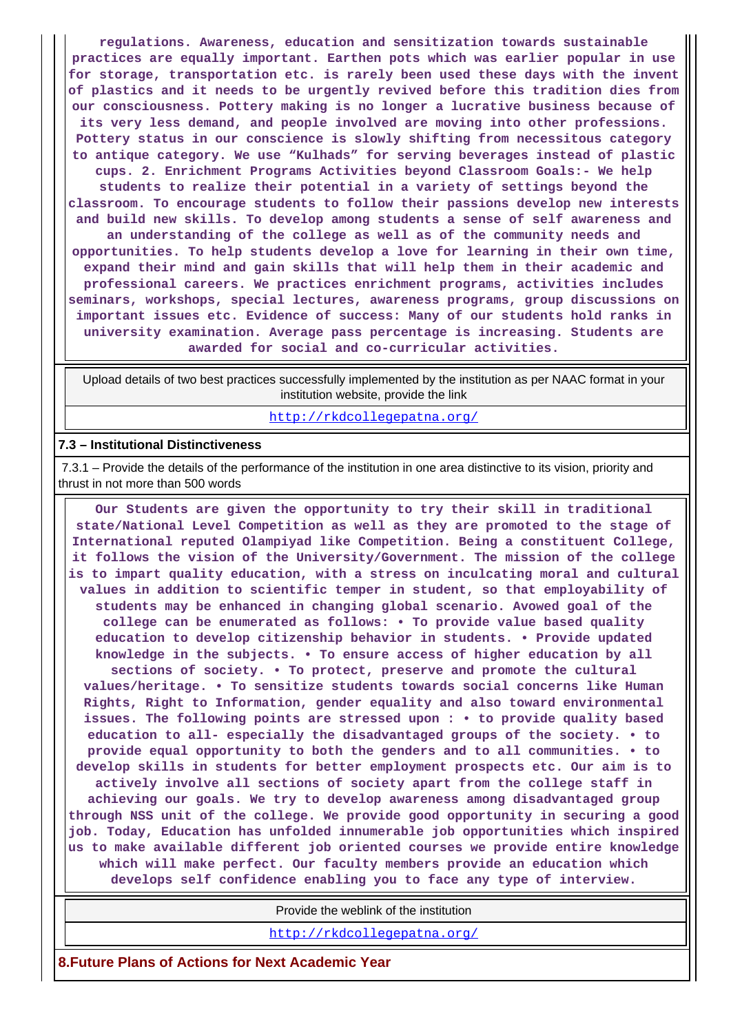regulations. Awareness, education and sensitization towards sustainable practices are equally important. Earthen pots which was earlier popular in use for storage, transportation etc. is rarely been used these days with the invent of plastics and it needs to be urgently revived before this tradition dies from our consciousness. Pottery making is no longer a lucrative business because of its very less demand, and people involved are moving into other professions. Pottery status in our conscience is slowly shifting from necessitous category to antique category. We use "Kulhads" for serving beverages instead of plastic cups. 2. Enrichment Programs Activities beyond Classroom Goals:- We help students to realize their potential in a variety of settings beyond the classroom. To encourage students to follow their passions develop new interests and build new skills. To develop among students a sense of self awareness and an understanding of the college as well as of the community needs and opportunities. To help students develop a love for learning in their own time, expand their mind and gain skills that will help them in their academic and professional careers. We practices enrichment programs, activities includes seminars, workshops, special lectures, awareness programs, group discussions on important issues etc. Evidence of success: Many of our students hold ranks in university examination. Average pass percentage is increasing. Students are awarded for social and co-curricular activities.

| Upload details of two best practices successfully implemented by the institution as per NAAC format in your institution website, provide the link |
|---|
| http://rkdcollegepatna.org/ |

**7.3 – Institutional Distinctiveness**

7.3.1 – Provide the details of the performance of the institution in one area distinctive to its vision, priority and thrust in not more than 500 words

Our Students are given the opportunity to try their skill in traditional state/National Level Competition as well as they are promoted to the stage of International reputed Olampiyad like Competition. Being a constituent College, it follows the vision of the University/Government. The mission of the college is to impart quality education, with a stress on inculcating moral and cultural values in addition to scientific temper in student, so that employability of students may be enhanced in changing global scenario. Avowed goal of the college can be enumerated as follows: • To provide value based quality education to develop citizenship behavior in students. • Provide updated knowledge in the subjects. • To ensure access of higher education by all sections of society. • To protect, preserve and promote the cultural values/heritage. • To sensitize students towards social concerns like Human Rights, Right to Information, gender equality and also toward environmental issues. The following points are stressed upon : • to provide quality based education to all- especially the disadvantaged groups of the society. • to provide equal opportunity to both the genders and to all communities. • to develop skills in students for better employment prospects etc. Our aim is to actively involve all sections of society apart from the college staff in achieving our goals. We try to develop awareness among disadvantaged group through NSS unit of the college. We provide good opportunity in securing a good job. Today, Education has unfolded innumerable job opportunities which inspired us to make available different job oriented courses we provide entire knowledge which will make perfect. Our faculty members provide an education which develops self confidence enabling you to face any type of interview.

| Provide the weblink of the institution |
|---|
| http://rkdcollegepatna.org/ |

**8.Future Plans of Actions for Next Academic Year**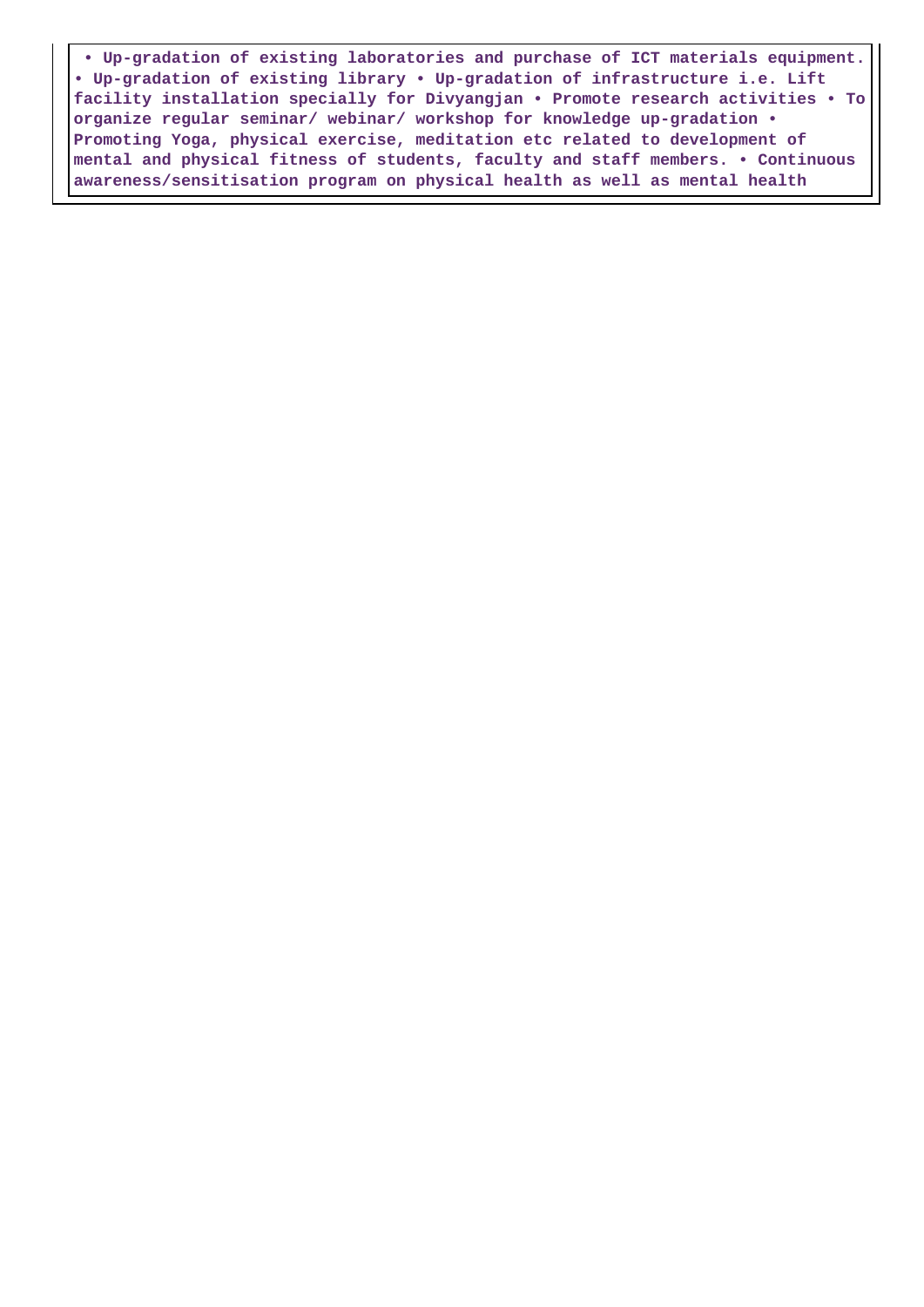• Up-gradation of existing laboratories and purchase of ICT materials equipment. • Up-gradation of existing library • Up-gradation of infrastructure i.e. Lift facility installation specially for Divyangjan • Promote research activities • To organize regular seminar/ webinar/ workshop for knowledge up-gradation • Promoting Yoga, physical exercise, meditation etc related to development of mental and physical fitness of students, faculty and staff members. • Continuous awareness/sensitisation program on physical health as well as mental health